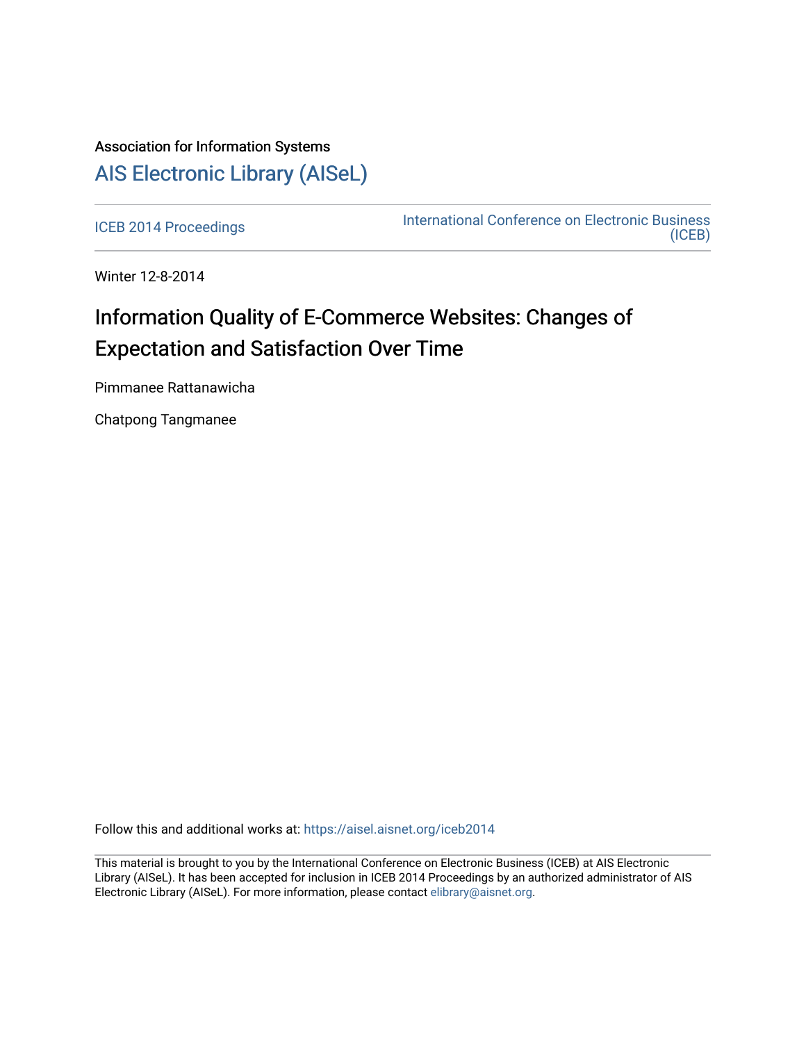Association for Information Systems

# AIS Electronic Library (AISeL)

ICEB 2014 Proceedings

International Conference on Electronic Business (ICEB)

Winter 12-8-2014

## Information Quality of E-Commerce Websites: Changes of Expectation and Satisfaction Over Time

Pimmanee Rattanawicha

Chatpong Tangmanee

Follow this and additional works at: https://aisel.aisnet.org/iceb2014

This material is brought to you by the International Conference on Electronic Business (ICEB) at AIS Electronic Library (AISeL). It has been accepted for inclusion in ICEB 2014 Proceedings by an authorized administrator of AIS Electronic Library (AISeL). For more information, please contact elibrary@aisnet.org.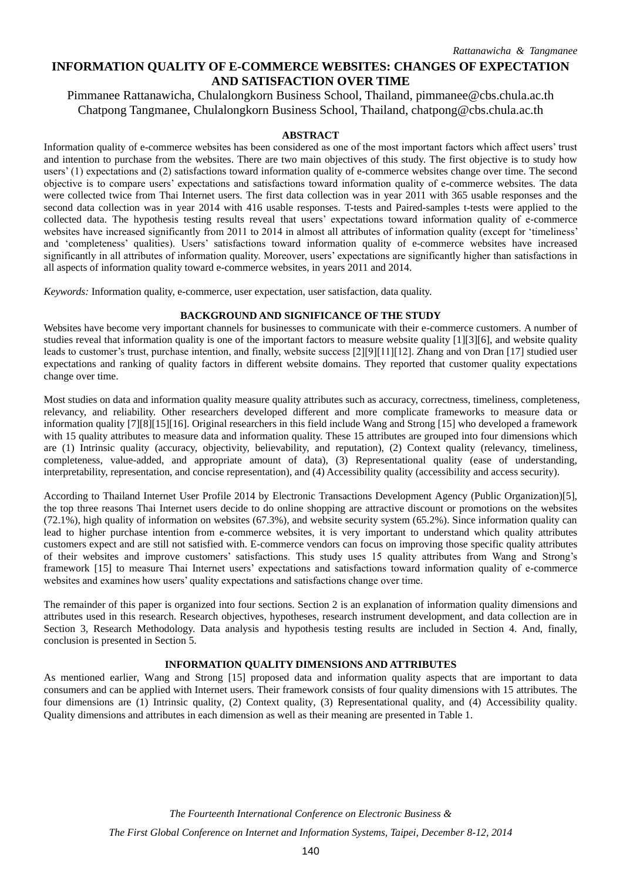# INFORMATION QUALITY OF E-COMMERCE WEBSITES: CHANGES OF EXPECTATION AND SATISFACTION OVER TIME

Pimmanee Rattanawicha, Chulalongkorn Business School, Thailand, pimmanee@cbs.chula.ac.th
Chatpong Tangmanee, Chulalongkorn Business School, Thailand, chatpong@cbs.chula.ac.th

## ABSTRACT

Information quality of e-commerce websites has been considered as one of the most important factors which affect users' trust and intention to purchase from the websites. There are two main objectives of this study. The first objective is to study how users' (1) expectations and (2) satisfactions toward information quality of e-commerce websites change over time. The second objective is to compare users' expectations and satisfactions toward information quality of e-commerce websites. The data were collected twice from Thai Internet users. The first data collection was in year 2011 with 365 usable responses and the second data collection was in year 2014 with 416 usable responses. T-tests and Paired-samples t-tests were applied to the collected data. The hypothesis testing results reveal that users' expectations toward information quality of e-commerce websites have increased significantly from 2011 to 2014 in almost all attributes of information quality (except for 'timeliness' and 'completeness' qualities). Users' satisfactions toward information quality of e-commerce websites have increased significantly in all attributes of information quality. Moreover, users' expectations are significantly higher than satisfactions in all aspects of information quality toward e-commerce websites, in years 2011 and 2014.

*Keywords:* Information quality, e-commerce, user expectation, user satisfaction, data quality.

## BACKGROUND AND SIGNIFICANCE OF THE STUDY

Websites have become very important channels for businesses to communicate with their e-commerce customers. A number of studies reveal that information quality is one of the important factors to measure website quality [1][3][6], and website quality leads to customer's trust, purchase intention, and finally, website success [2][9][11][12]. Zhang and von Dran [17] studied user expectations and ranking of quality factors in different website domains. They reported that customer quality expectations change over time.

Most studies on data and information quality measure quality attributes such as accuracy, correctness, timeliness, completeness, relevancy, and reliability. Other researchers developed different and more complicate frameworks to measure data or information quality [7][8][15][16]. Original researchers in this field include Wang and Strong [15] who developed a framework with 15 quality attributes to measure data and information quality. These 15 attributes are grouped into four dimensions which are (1) Intrinsic quality (accuracy, objectivity, believability, and reputation), (2) Context quality (relevancy, timeliness, completeness, value-added, and appropriate amount of data), (3) Representational quality (ease of understanding, interpretability, representation, and concise representation), and (4) Accessibility quality (accessibility and access security).

According to Thailand Internet User Profile 2014 by Electronic Transactions Development Agency (Public Organization)[5], the top three reasons Thai Internet users decide to do online shopping are attractive discount or promotions on the websites (72.1%), high quality of information on websites (67.3%), and website security system (65.2%). Since information quality can lead to higher purchase intention from e-commerce websites, it is very important to understand which quality attributes customers expect and are still not satisfied with. E-commerce vendors can focus on improving those specific quality attributes of their websites and improve customers' satisfactions. This study uses 15 quality attributes from Wang and Strong's framework [15] to measure Thai Internet users' expectations and satisfactions toward information quality of e-commerce websites and examines how users' quality expectations and satisfactions change over time.

The remainder of this paper is organized into four sections. Section 2 is an explanation of information quality dimensions and attributes used in this research. Research objectives, hypotheses, research instrument development, and data collection are in Section 3, Research Methodology. Data analysis and hypothesis testing results are included in Section 4. And, finally, conclusion is presented in Section 5.

## INFORMATION QUALITY DIMENSIONS AND ATTRIBUTES

As mentioned earlier, Wang and Strong [15] proposed data and information quality aspects that are important to data consumers and can be applied with Internet users. Their framework consists of four quality dimensions with 15 attributes. The four dimensions are (1) Intrinsic quality, (2) Context quality, (3) Representational quality, and (4) Accessibility quality. Quality dimensions and attributes in each dimension as well as their meaning are presented in Table 1.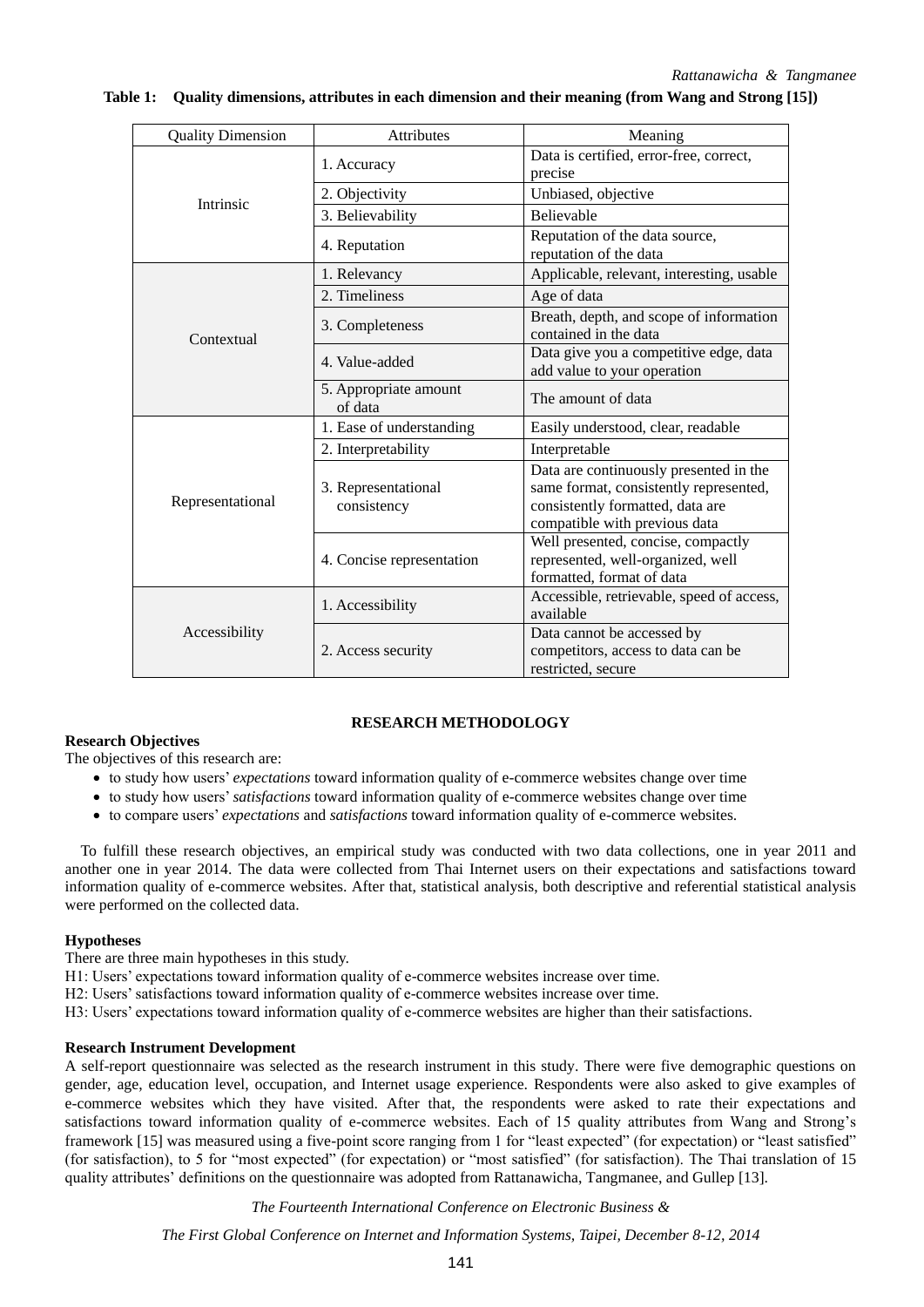**Table 1: Quality dimensions, attributes in each dimension and their meaning (from Wang and Strong [15])**

| Quality Dimension | Attributes | Meaning |
|---|---|---|
| Intrinsic | 1. Accuracy | Data is certified, error-free, correct, precise |
| | 2. Objectivity | Unbiased, objective |
| | 3. Believability | Believable |
| | 4. Reputation | Reputation of the data source, reputation of the data |
| Contextual | 1. Relevancy | Applicable, relevant, interesting, usable |
| | 2. Timeliness | Age of data |
| | 3. Completeness | Breath, depth, and scope of information contained in the data |
| | 4. Value-added | Data give you a competitive edge, data add value to your operation |
| | 5. Appropriate amount of data | The amount of data |
| Representational | 1. Ease of understanding | Easily understood, clear, readable |
| | 2. Interpretability | Interpretable |
| | 3. Representational consistency | Data are continuously presented in the same format, consistently represented, consistently formatted, data are compatible with previous data |
| | 4. Concise representation | Well presented, concise, compactly represented, well-organized, well formatted, format of data |
| Accessibility | 1. Accessibility | Accessible, retrievable, speed of access, available |
| | 2. Access security | Data cannot be accessed by competitors, access to data can be restricted, secure |

## RESEARCH METHODOLOGY

### Research Objectives

The objectives of this research are:

- to study how users' *expectations* toward information quality of e-commerce websites change over time
- to study how users' *satisfactions* toward information quality of e-commerce websites change over time
- to compare users' *expectations* and *satisfactions* toward information quality of e-commerce websites.

To fulfill these research objectives, an empirical study was conducted with two data collections, one in year 2011 and another one in year 2014. The data were collected from Thai Internet users on their expectations and satisfactions toward information quality of e-commerce websites. After that, statistical analysis, both descriptive and referential statistical analysis were performed on the collected data.

### Hypotheses

There are three main hypotheses in this study.

H1: Users' expectations toward information quality of e-commerce websites increase over time.

H2: Users' satisfactions toward information quality of e-commerce websites increase over time.

H3: Users' expectations toward information quality of e-commerce websites are higher than their satisfactions.

### Research Instrument Development

A self-report questionnaire was selected as the research instrument in this study. There were five demographic questions on gender, age, education level, occupation, and Internet usage experience. Respondents were also asked to give examples of e-commerce websites which they have visited. After that, the respondents were asked to rate their expectations and satisfactions toward information quality of e-commerce websites. Each of 15 quality attributes from Wang and Strong's framework [15] was measured using a five-point score ranging from 1 for "least expected" (for expectation) or "least satisfied" (for satisfaction), to 5 for "most expected" (for expectation) or "most satisfied" (for satisfaction). The Thai translation of 15 quality attributes' definitions on the questionnaire was adopted from Rattanawicha, Tangmanee, and Gullep [13].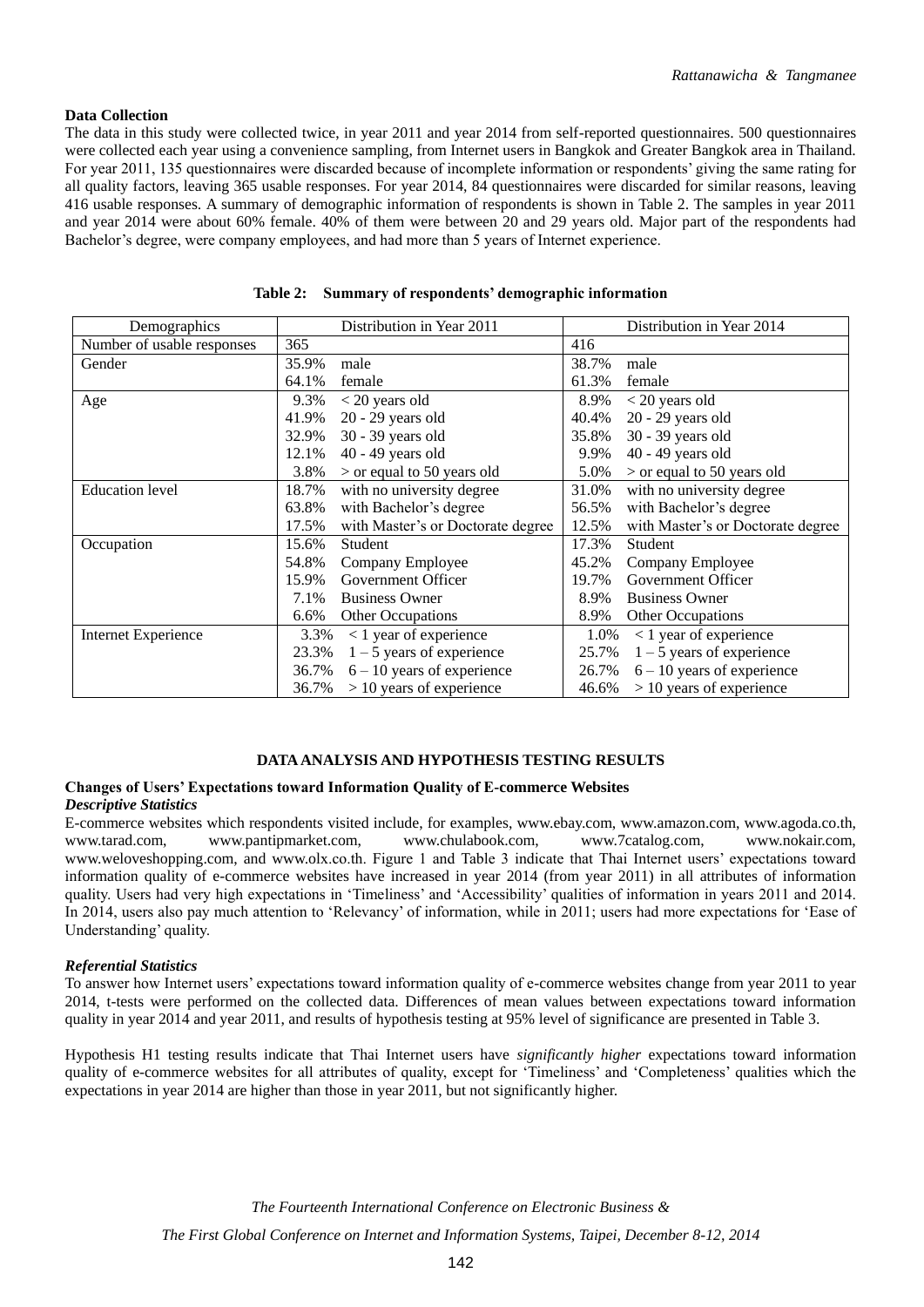**Data Collection**

The data in this study were collected twice, in year 2011 and year 2014 from self-reported questionnaires. 500 questionnaires were collected each year using a convenience sampling, from Internet users in Bangkok and Greater Bangkok area in Thailand. For year 2011, 135 questionnaires were discarded because of incomplete information or respondents' giving the same rating for all quality factors, leaving 365 usable responses. For year 2014, 84 questionnaires were discarded for similar reasons, leaving 416 usable responses. A summary of demographic information of respondents is shown in Table 2. The samples in year 2011 and year 2014 were about 60% female. 40% of them were between 20 and 29 years old. Major part of the respondents had Bachelor's degree, were company employees, and had more than 5 years of Internet experience.

**Table 2: Summary of respondents' demographic information**

| Demographics | Distribution in Year 2011 | | Distribution in Year 2014 | |
|---|---|---|---|---|
| Number of usable responses | 365 | | 416 | |
| Gender | 35.9% | male | 38.7% | male |
| | 64.1% | female | 61.3% | female |
| Age | 9.3% | < 20 years old | 8.9% | < 20 years old |
| | 41.9% | 20 - 29 years old | 40.4% | 20 - 29 years old |
| | 32.9% | 30 - 39 years old | 35.8% | 30 - 39 years old |
| | 12.1% | 40 - 49 years old | 9.9% | 40 - 49 years old |
| | 3.8% | > or equal to 50 years old | 5.0% | > or equal to 50 years old |
| Education level | 18.7% | with no university degree | 31.0% | with no university degree |
| | 63.8% | with Bachelor's degree | 56.5% | with Bachelor's degree |
| | 17.5% | with Master's or Doctorate degree | 12.5% | with Master's or Doctorate degree |
| Occupation | 15.6% | Student | 17.3% | Student |
| | 54.8% | Company Employee | 45.2% | Company Employee |
| | 15.9% | Government Officer | 19.7% | Government Officer |
| | 7.1% | Business Owner | 8.9% | Business Owner |
| | 6.6% | Other Occupations | 8.9% | Other Occupations |
| Internet Experience | 3.3% | < 1 year of experience | 1.0% | < 1 year of experience |
| | 23.3% | 1 – 5 years of experience | 25.7% | 1 – 5 years of experience |
| | 36.7% | 6 – 10 years of experience | 26.7% | 6 – 10 years of experience |
| | 36.7% | > 10 years of experience | 46.6% | > 10 years of experience |

## DATA ANALYSIS AND HYPOTHESIS TESTING RESULTS

### Changes of Users' Expectations toward Information Quality of E-commerce Websites

***Descriptive Statistics***

E-commerce websites which respondents visited include, for examples, www.ebay.com, www.amazon.com, www.agoda.co.th, www.tarad.com, www.pantipmarket.com, www.chulabook.com, www.7catalog.com, www.nokair.com, www.weloveshopping.com, and www.olx.co.th. Figure 1 and Table 3 indicate that Thai Internet users' expectations toward information quality of e-commerce websites have increased in year 2014 (from year 2011) in all attributes of information quality. Users had very high expectations in 'Timeliness' and 'Accessibility' qualities of information in years 2011 and 2014. In 2014, users also pay much attention to 'Relevancy' of information, while in 2011; users had more expectations for 'Ease of Understanding' quality.

***Referential Statistics***

To answer how Internet users' expectations toward information quality of e-commerce websites change from year 2011 to year 2014, t-tests were performed on the collected data. Differences of mean values between expectations toward information quality in year 2014 and year 2011, and results of hypothesis testing at 95% level of significance are presented in Table 3.

Hypothesis H1 testing results indicate that Thai Internet users have *significantly higher* expectations toward information quality of e-commerce websites for all attributes of quality, except for 'Timeliness' and 'Completeness' qualities which the expectations in year 2014 are higher than those in year 2011, but not significantly higher.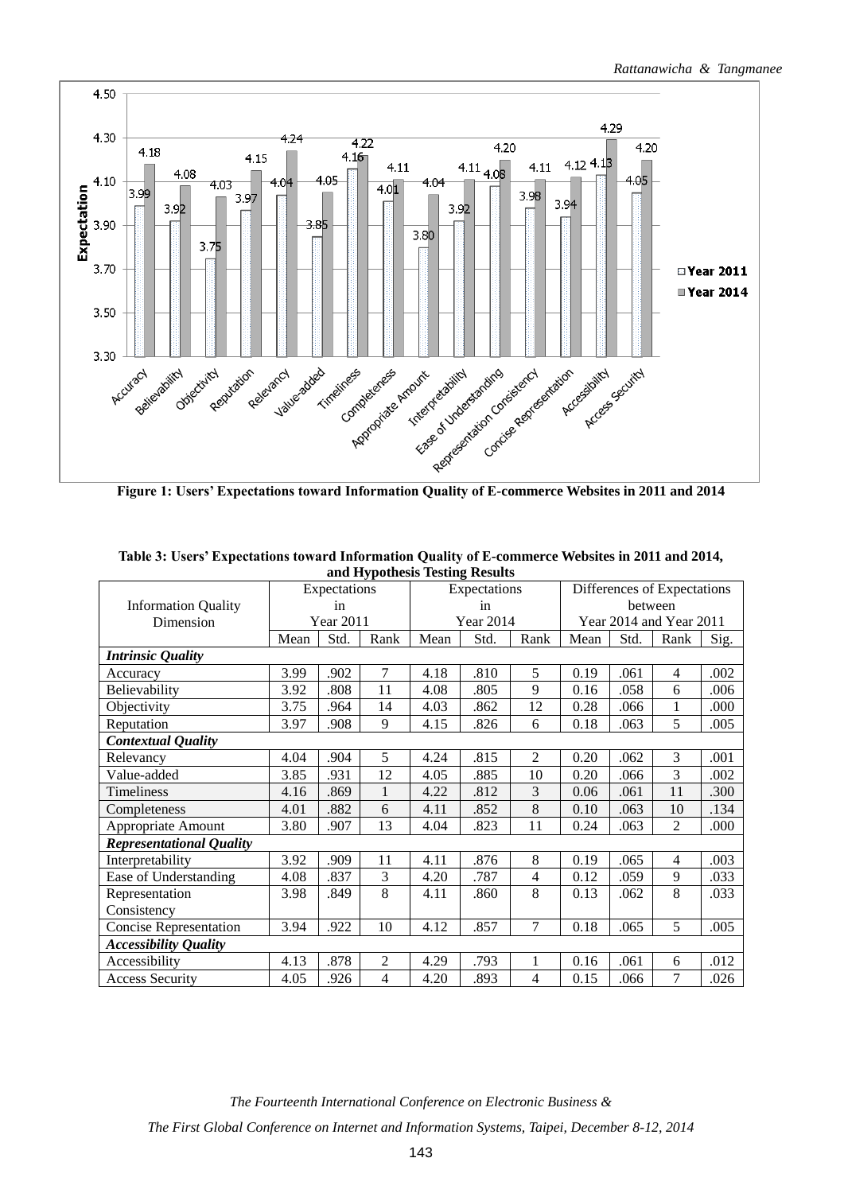**Figure 1: Users' Expectations toward Information Quality of E-commerce Websites in 2011 and 2014**

**Table 3: Users' Expectations toward Information Quality of E-commerce Websites in 2011 and 2014, and Hypothesis Testing Results**

| Information Quality Dimension | Expectations in Year 2011 | | | Expectations in Year 2014 | | | Differences of Expectations between Year 2014 and Year 2011 | | | |
|---|---|---|---|---|---|---|---|---|---|---|
| | Mean | Std. | Rank | Mean | Std. | Rank | Mean | Std. | Rank | Sig. |
| ***Intrinsic Quality*** | | | | | | | | | | |
| Accuracy | 3.99 | .902 | 7 | 4.18 | .810 | 5 | 0.19 | .061 | 4 | .002 |
| Believability | 3.92 | .808 | 11 | 4.08 | .805 | 9 | 0.16 | .058 | 6 | .006 |
| Objectivity | 3.75 | .964 | 14 | 4.03 | .862 | 12 | 0.28 | .066 | 1 | .000 |
| Reputation | 3.97 | .908 | 9 | 4.15 | .826 | 6 | 0.18 | .063 | 5 | .005 |
| ***Contextual Quality*** | | | | | | | | | | |
| Relevancy | 4.04 | .904 | 5 | 4.24 | .815 | 2 | 0.20 | .062 | 3 | .001 |
| Value-added | 3.85 | .931 | 12 | 4.05 | .885 | 10 | 0.20 | .066 | 3 | .002 |
| Timeliness | 4.16 | .869 | 1 | 4.22 | .812 | 3 | 0.06 | .061 | 11 | .300 |
| Completeness | 4.01 | .882 | 6 | 4.11 | .852 | 8 | 0.10 | .063 | 10 | .134 |
| Appropriate Amount | 3.80 | .907 | 13 | 4.04 | .823 | 11 | 0.24 | .063 | 2 | .000 |
| ***Representational Quality*** | | | | | | | | | | |
| Interpretability | 3.92 | .909 | 11 | 4.11 | .876 | 8 | 0.19 | .065 | 4 | .003 |
| Ease of Understanding | 4.08 | .837 | 3 | 4.20 | .787 | 4 | 0.12 | .059 | 9 | .033 |
| Representation Consistency | 3.98 | .849 | 8 | 4.11 | .860 | 8 | 0.13 | .062 | 8 | .033 |
| Concise Representation | 3.94 | .922 | 10 | 4.12 | .857 | 7 | 0.18 | .065 | 5 | .005 |
| ***Accessibility Quality*** | | | | | | | | | | |
| Accessibility | 4.13 | .878 | 2 | 4.29 | .793 | 1 | 0.16 | .061 | 6 | .012 |
| Access Security | 4.05 | .926 | 4 | 4.20 | .893 | 4 | 0.15 | .066 | 7 | .026 |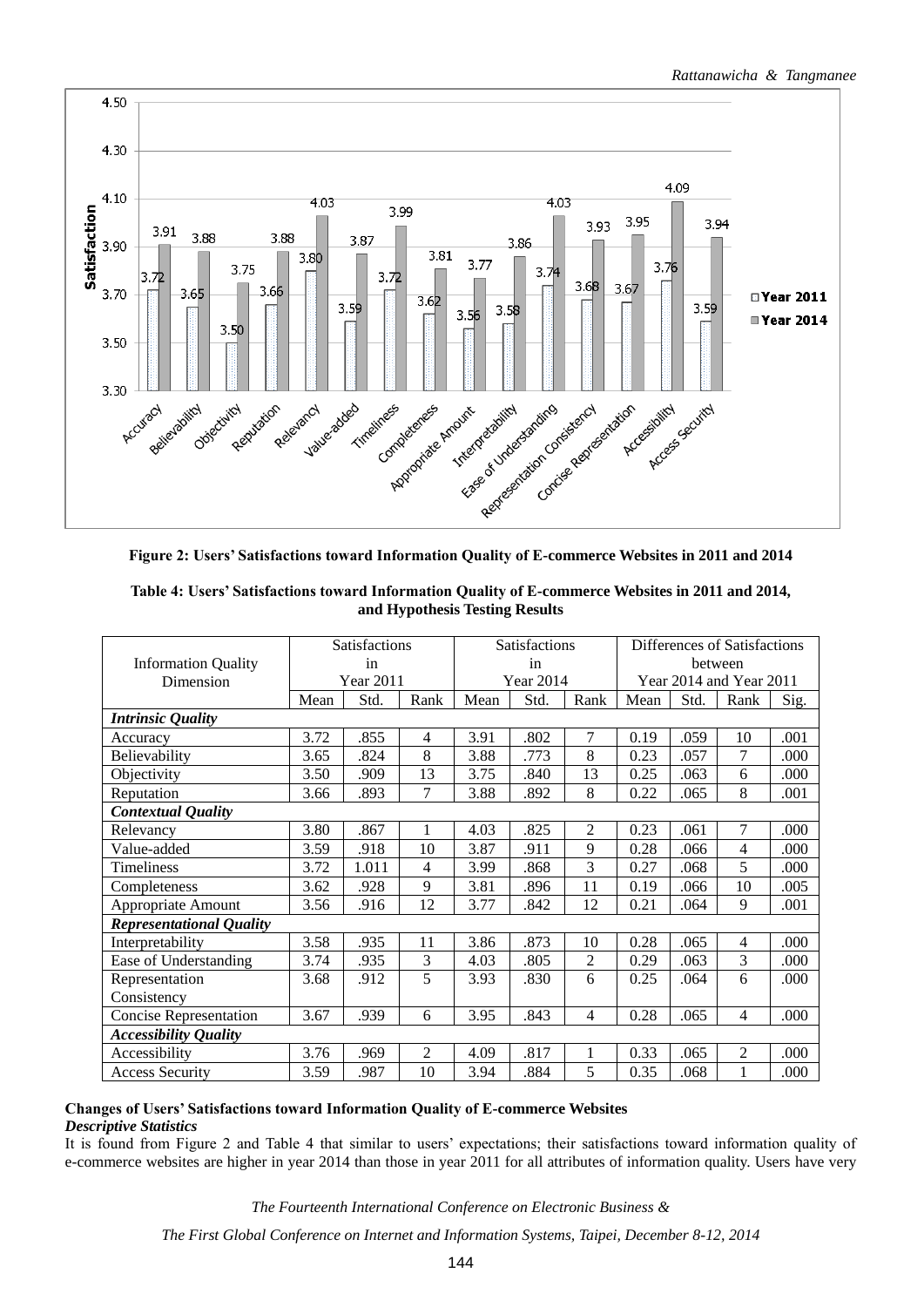**Figure 2: Users' Satisfactions toward Information Quality of E-commerce Websites in 2011 and 2014**

**Table 4: Users' Satisfactions toward Information Quality of E-commerce Websites in 2011 and 2014, and Hypothesis Testing Results**

| Information Quality Dimension | Satisfactions in Year 2011 | | | Satisfactions in Year 2014 | | | Differences of Satisfactions between Year 2014 and Year 2011 | | | |
|---|---|---|---|---|---|---|---|---|---|---|
| | Mean | Std. | Rank | Mean | Std. | Rank | Mean | Std. | Rank | Sig. |
| ***Intrinsic Quality*** | | | | | | | | | | |
| Accuracy | 3.72 | .855 | 4 | 3.91 | .802 | 7 | 0.19 | .059 | 10 | .001 |
| Believability | 3.65 | .824 | 8 | 3.88 | .773 | 8 | 0.23 | .057 | 7 | .000 |
| Objectivity | 3.50 | .909 | 13 | 3.75 | .840 | 13 | 0.25 | .063 | 6 | .000 |
| Reputation | 3.66 | .893 | 7 | 3.88 | .892 | 8 | 0.22 | .065 | 8 | .001 |
| ***Contextual Quality*** | | | | | | | | | | |
| Relevancy | 3.80 | .867 | 1 | 4.03 | .825 | 2 | 0.23 | .061 | 7 | .000 |
| Value-added | 3.59 | .918 | 10 | 3.87 | .911 | 9 | 0.28 | .066 | 4 | .000 |
| Timeliness | 3.72 | 1.011 | 4 | 3.99 | .868 | 3 | 0.27 | .068 | 5 | .000 |
| Completeness | 3.62 | .928 | 9 | 3.81 | .896 | 11 | 0.19 | .066 | 10 | .005 |
| Appropriate Amount | 3.56 | .916 | 12 | 3.77 | .842 | 12 | 0.21 | .064 | 9 | .001 |
| ***Representational Quality*** | | | | | | | | | | |
| Interpretability | 3.58 | .935 | 11 | 3.86 | .873 | 10 | 0.28 | .065 | 4 | .000 |
| Ease of Understanding | 3.74 | .935 | 3 | 4.03 | .805 | 2 | 0.29 | .063 | 3 | .000 |
| Representation Consistency | 3.68 | .912 | 5 | 3.93 | .830 | 6 | 0.25 | .064 | 6 | .000 |
| Concise Representation | 3.67 | .939 | 6 | 3.95 | .843 | 4 | 0.28 | .065 | 4 | .000 |
| ***Accessibility Quality*** | | | | | | | | | | |
| Accessibility | 3.76 | .969 | 2 | 4.09 | .817 | 1 | 0.33 | .065 | 2 | .000 |
| Access Security | 3.59 | .987 | 10 | 3.94 | .884 | 5 | 0.35 | .068 | 1 | .000 |

**Changes of Users' Satisfactions toward Information Quality of E-commerce Websites**

***Descriptive Statistics***

It is found from Figure 2 and Table 4 that similar to users' expectations; their satisfactions toward information quality of e-commerce websites are higher in year 2014 than those in year 2011 for all attributes of information quality. Users have very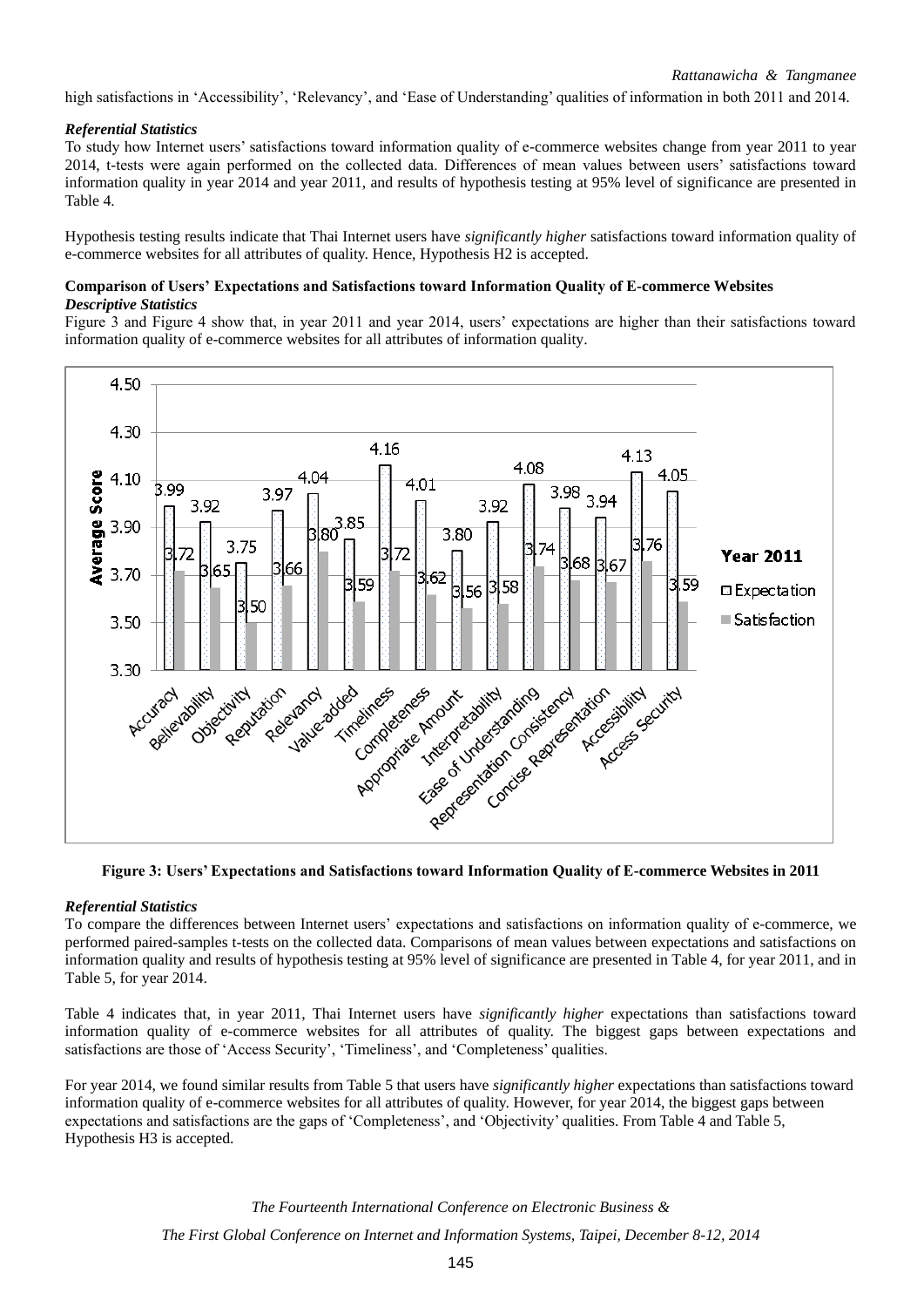high satisfactions in 'Accessibility', 'Relevancy', and 'Ease of Understanding' qualities of information in both 2011 and 2014.

### *Referential Statistics*

To study how Internet users' satisfactions toward information quality of e-commerce websites change from year 2011 to year 2014, t-tests were again performed on the collected data. Differences of mean values between users' satisfactions toward information quality in year 2014 and year 2011, and results of hypothesis testing at 95% level of significance are presented in Table 4.

Hypothesis testing results indicate that Thai Internet users have *significantly higher* satisfactions toward information quality of e-commerce websites for all attributes of quality. Hence, Hypothesis H2 is accepted.

## Comparison of Users' Expectations and Satisfactions toward Information Quality of E-commerce Websites

### *Descriptive Statistics*

Figure 3 and Figure 4 show that, in year 2011 and year 2014, users' expectations are higher than their satisfactions toward information quality of e-commerce websites for all attributes of information quality.

| Attribute | Expectation | Satisfaction |
|---|---|---|
| Accuracy | 3.99 | 3.72 |
| Believability | 3.92 | 3.65 |
| Objectivity | 3.75 | 3.50 |
| Reputation | 3.97 | 3.66 |
| Relevancy | 4.04 | 3.80 |
| Value-added | 3.85 | 3.59 |
| Timeliness | 4.16 | 3.72 |
| Completeness | 4.01 | 3.62 |
| Appropriate Amount | 3.80 | 3.56 |
| Interpretability | 3.92 | 3.58 |
| Ease of Understanding | 4.08 | 3.74 |
| Representation Consistency | 3.98 | 3.68 |
| Concise Representation | 3.94 | 3.67 |
| Accessibility | 4.13 | 3.76 |
| Access Security | 4.05 | 3.59 |

**Figure 3: Users' Expectations and Satisfactions toward Information Quality of E-commerce Websites in 2011**

### *Referential Statistics*

To compare the differences between Internet users' expectations and satisfactions on information quality of e-commerce, we performed paired-samples t-tests on the collected data. Comparisons of mean values between expectations and satisfactions on information quality and results of hypothesis testing at 95% level of significance are presented in Table 4, for year 2011, and in Table 5, for year 2014.

Table 4 indicates that, in year 2011, Thai Internet users have *significantly higher* expectations than satisfactions toward information quality of e-commerce websites for all attributes of quality. The biggest gaps between expectations and satisfactions are those of 'Access Security', 'Timeliness', and 'Completeness' qualities.

For year 2014, we found similar results from Table 5 that users have *significantly higher* expectations than satisfactions toward information quality of e-commerce websites for all attributes of quality. However, for year 2014, the biggest gaps between expectations and satisfactions are the gaps of 'Completeness', and 'Objectivity' qualities. From Table 4 and Table 5, Hypothesis H3 is accepted.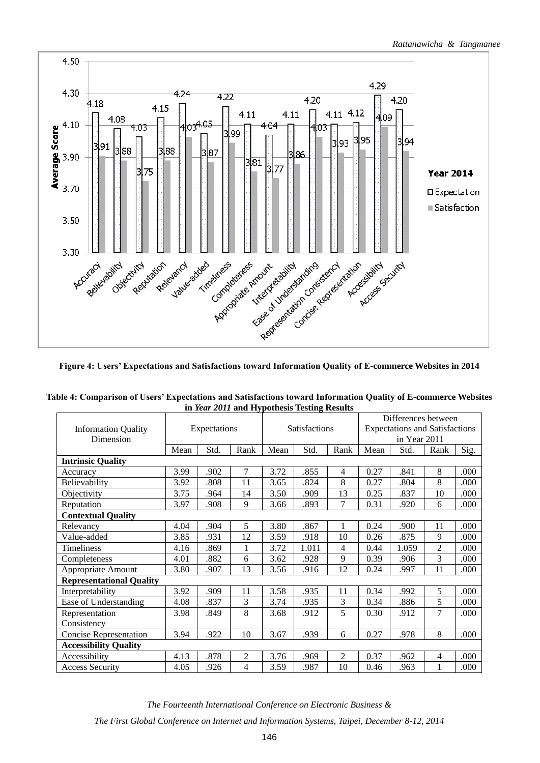**Figure 4: Users' Expectations and Satisfactions toward Information Quality of E-commerce Websites in 2014**

**Table 4: Comparison of Users' Expectations and Satisfactions toward Information Quality of E-commerce Websites in *Year 2011* and Hypothesis Testing Results**

| Information Quality Dimension | Expectations | | | Satisfactions | | | Differences between Expectations and Satisfactions in Year 2011 | | | |
|---|---|---|---|---|---|---|---|---|---|---|
| | Mean | Std. | Rank | Mean | Std. | Rank | Mean | Std. | Rank | Sig. |
| **Intrinsic Quality** | | | | | | | | | | |
| Accuracy | 3.99 | .902 | 7 | 3.72 | .855 | 4 | 0.27 | .841 | 8 | .000 |
| Believability | 3.92 | .808 | 11 | 3.65 | .824 | 8 | 0.27 | .804 | 8 | .000 |
| Objectivity | 3.75 | .964 | 14 | 3.50 | .909 | 13 | 0.25 | .837 | 10 | .000 |
| Reputation | 3.97 | .908 | 9 | 3.66 | .893 | 7 | 0.31 | .920 | 6 | .000 |
| **Contextual Quality** | | | | | | | | | | |
| Relevancy | 4.04 | .904 | 5 | 3.80 | .867 | 1 | 0.24 | .900 | 11 | .000 |
| Value-added | 3.85 | .931 | 12 | 3.59 | .918 | 10 | 0.26 | .875 | 9 | .000 |
| Timeliness | 4.16 | .869 | 1 | 3.72 | 1.011 | 4 | 0.44 | 1.059 | 2 | .000 |
| Completeness | 4.01 | .882 | 6 | 3.62 | .928 | 9 | 0.39 | .906 | 3 | .000 |
| Appropriate Amount | 3.80 | .907 | 13 | 3.56 | .916 | 12 | 0.24 | .997 | 11 | .000 |
| **Representational Quality** | | | | | | | | | | |
| Interpretability | 3.92 | .909 | 11 | 3.58 | .935 | 11 | 0.34 | .992 | 5 | .000 |
| Ease of Understanding | 4.08 | .837 | 3 | 3.74 | .935 | 3 | 0.34 | .886 | 5 | .000 |
| Representation Consistency | 3.98 | .849 | 8 | 3.68 | .912 | 5 | 0.30 | .912 | 7 | .000 |
| Concise Representation | 3.94 | .922 | 10 | 3.67 | .939 | 6 | 0.27 | .978 | 8 | .000 |
| **Accessibility Quality** | | | | | | | | | | |
| Accessibility | 4.13 | .878 | 2 | 3.76 | .969 | 2 | 0.37 | .962 | 4 | .000 |
| Access Security | 4.05 | .926 | 4 | 3.59 | .987 | 10 | 0.46 | .963 | 1 | .000 |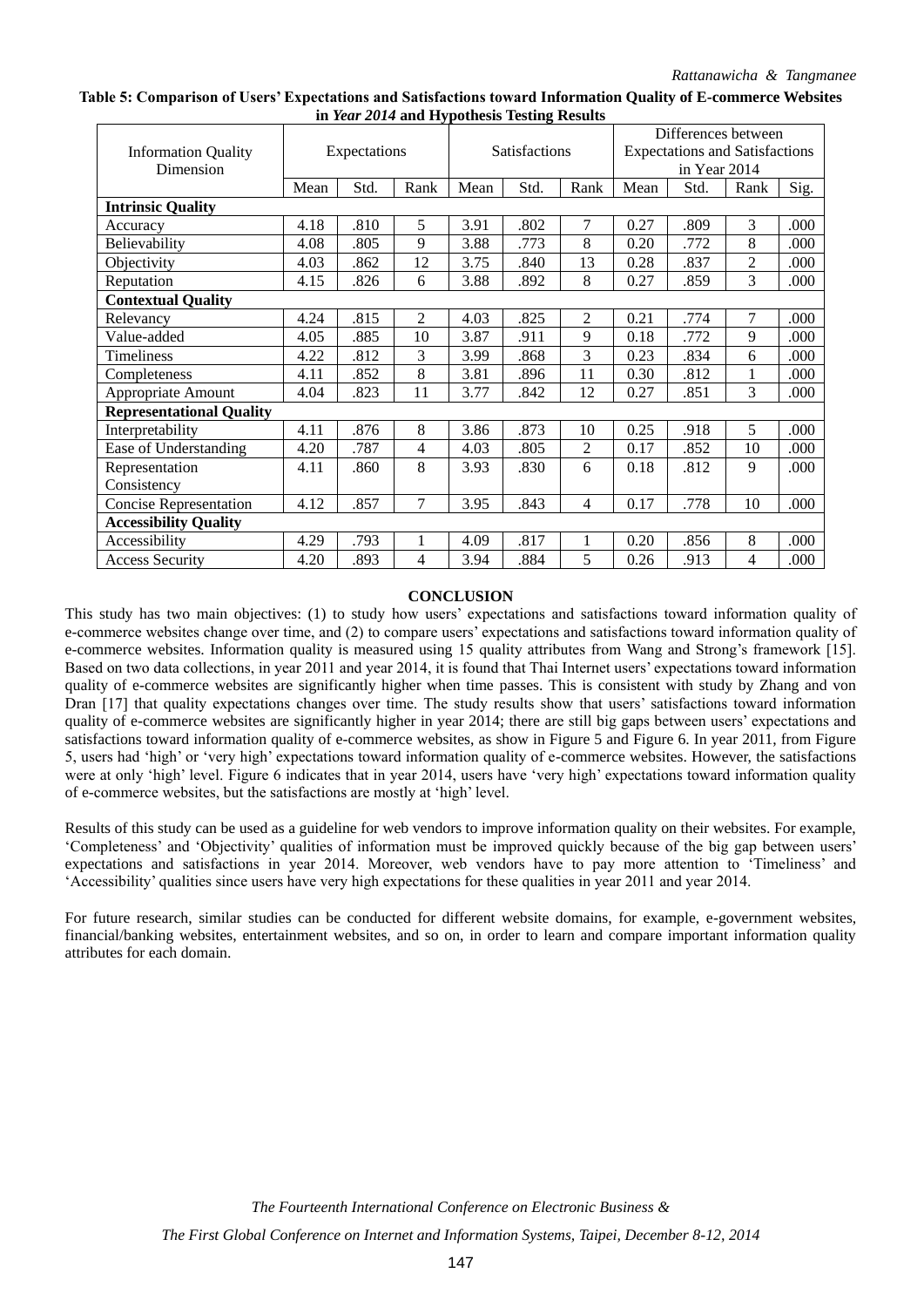**Table 5: Comparison of Users' Expectations and Satisfactions toward Information Quality of E-commerce Websites in *Year 2014* and Hypothesis Testing Results**

| Information Quality Dimension | Expectations | | | Satisfactions | | | Differences between Expectations and Satisfactions in Year 2014 | | | |
|---|---|---|---|---|---|---|---|---|---|---|
| | Mean | Std. | Rank | Mean | Std. | Rank | Mean | Std. | Rank | Sig. |
| **Intrinsic Quality** | | | | | | | | | | |
| Accuracy | 4.18 | .810 | 5 | 3.91 | .802 | 7 | 0.27 | .809 | 3 | .000 |
| Believability | 4.08 | .805 | 9 | 3.88 | .773 | 8 | 0.20 | .772 | 8 | .000 |
| Objectivity | 4.03 | .862 | 12 | 3.75 | .840 | 13 | 0.28 | .837 | 2 | .000 |
| Reputation | 4.15 | .826 | 6 | 3.88 | .892 | 8 | 0.27 | .859 | 3 | .000 |
| **Contextual Quality** | | | | | | | | | | |
| Relevancy | 4.24 | .815 | 2 | 4.03 | .825 | 2 | 0.21 | .774 | 7 | .000 |
| Value-added | 4.05 | .885 | 10 | 3.87 | .911 | 9 | 0.18 | .772 | 9 | .000 |
| Timeliness | 4.22 | .812 | 3 | 3.99 | .868 | 3 | 0.23 | .834 | 6 | .000 |
| Completeness | 4.11 | .852 | 8 | 3.81 | .896 | 11 | 0.30 | .812 | 1 | .000 |
| Appropriate Amount | 4.04 | .823 | 11 | 3.77 | .842 | 12 | 0.27 | .851 | 3 | .000 |
| **Representational Quality** | | | | | | | | | | |
| Interpretability | 4.11 | .876 | 8 | 3.86 | .873 | 10 | 0.25 | .918 | 5 | .000 |
| Ease of Understanding | 4.20 | .787 | 4 | 4.03 | .805 | 2 | 0.17 | .852 | 10 | .000 |
| Representation Consistency | 4.11 | .860 | 8 | 3.93 | .830 | 6 | 0.18 | .812 | 9 | .000 |
| Concise Representation | 4.12 | .857 | 7 | 3.95 | .843 | 4 | 0.17 | .778 | 10 | .000 |
| **Accessibility Quality** | | | | | | | | | | |
| Accessibility | 4.29 | .793 | 1 | 4.09 | .817 | 1 | 0.20 | .856 | 8 | .000 |
| Access Security | 4.20 | .893 | 4 | 3.94 | .884 | 5 | 0.26 | .913 | 4 | .000 |

## CONCLUSION

This study has two main objectives: (1) to study how users' expectations and satisfactions toward information quality of e-commerce websites change over time, and (2) to compare users' expectations and satisfactions toward information quality of e-commerce websites. Information quality is measured using 15 quality attributes from Wang and Strong's framework [15]. Based on two data collections, in year 2011 and year 2014, it is found that Thai Internet users' expectations toward information quality of e-commerce websites are significantly higher when time passes. This is consistent with study by Zhang and von Dran [17] that quality expectations changes over time. The study results show that users' satisfactions toward information quality of e-commerce websites are significantly higher in year 2014; there are still big gaps between users' expectations and satisfactions toward information quality of e-commerce websites, as show in Figure 5 and Figure 6. In year 2011, from Figure 5, users had 'high' or 'very high' expectations toward information quality of e-commerce websites. However, the satisfactions were at only 'high' level. Figure 6 indicates that in year 2014, users have 'very high' expectations toward information quality of e-commerce websites, but the satisfactions are mostly at 'high' level.

Results of this study can be used as a guideline for web vendors to improve information quality on their websites. For example, 'Completeness' and 'Objectivity' qualities of information must be improved quickly because of the big gap between users' expectations and satisfactions in year 2014. Moreover, web vendors have to pay more attention to 'Timeliness' and 'Accessibility' qualities since users have very high expectations for these qualities in year 2011 and year 2014.

For future research, similar studies can be conducted for different website domains, for example, e-government websites, financial/banking websites, entertainment websites, and so on, in order to learn and compare important information quality attributes for each domain.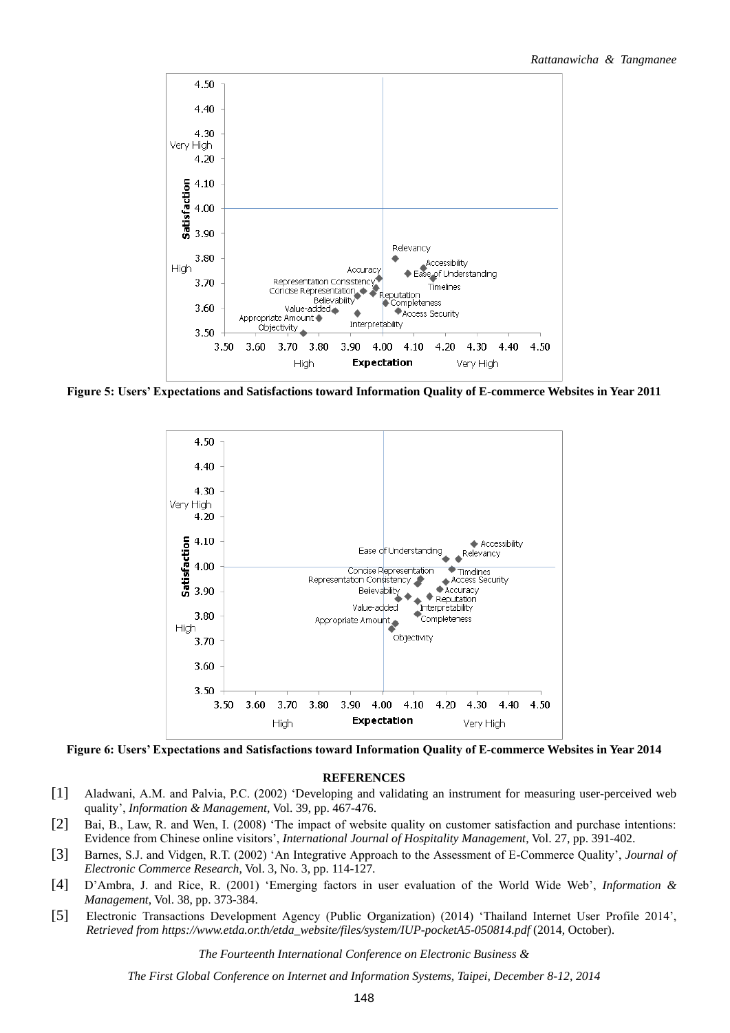**Figure 5: Users' Expectations and Satisfactions toward Information Quality of E-commerce Websites in Year 2011**

**Figure 6: Users' Expectations and Satisfactions toward Information Quality of E-commerce Websites in Year 2014**

## REFERENCES

[1] Aladwani, A.M. and Palvia, P.C. (2002) 'Developing and validating an instrument for measuring user-perceived web quality', *Information & Management*, Vol. 39, pp. 467-476.

[2] Bai, B., Law, R. and Wen, I. (2008) 'The impact of website quality on customer satisfaction and purchase intentions: Evidence from Chinese online visitors', *International Journal of Hospitality Management*, Vol. 27, pp. 391-402.

[3] Barnes, S.J. and Vidgen, R.T. (2002) 'An Integrative Approach to the Assessment of E-Commerce Quality', *Journal of Electronic Commerce Research*, Vol. 3, No. 3, pp. 114-127.

[4] D'Ambra, J. and Rice, R. (2001) 'Emerging factors in user evaluation of the World Wide Web', *Information & Management*, Vol. 38, pp. 373-384.

[5] Electronic Transactions Development Agency (Public Organization) (2014) 'Thailand Internet User Profile 2014', *Retrieved from https://www.etda.or.th/etda_website/files/system/IUP-pocketA5-050814.pdf* (2014, October).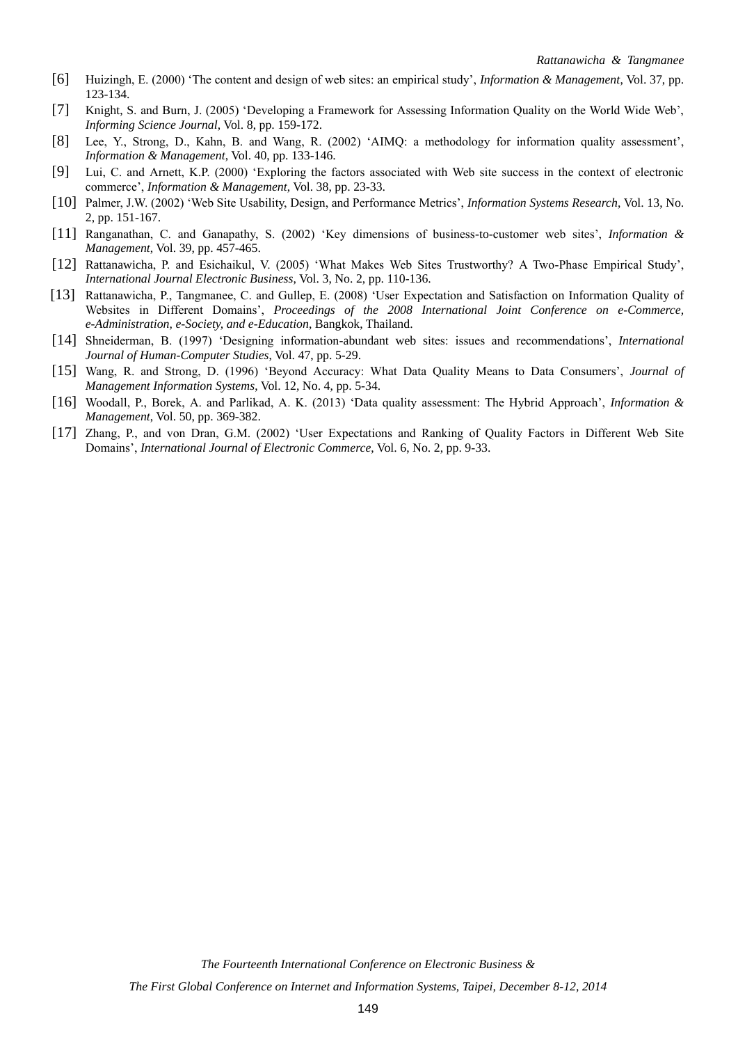[6] Huizingh, E. (2000) 'The content and design of web sites: an empirical study', *Information & Management*, Vol. 37, pp. 123-134.

[7] Knight, S. and Burn, J. (2005) 'Developing a Framework for Assessing Information Quality on the World Wide Web', *Informing Science Journal*, Vol. 8, pp. 159-172.

[8] Lee, Y., Strong, D., Kahn, B. and Wang, R. (2002) 'AIMQ: a methodology for information quality assessment', *Information & Management*, Vol. 40, pp. 133-146.

[9] Lui, C. and Arnett, K.P. (2000) 'Exploring the factors associated with Web site success in the context of electronic commerce', *Information & Management*, Vol. 38, pp. 23-33.

[10] Palmer, J.W. (2002) 'Web Site Usability, Design, and Performance Metrics', *Information Systems Research*, Vol. 13, No. 2, pp. 151-167.

[11] Ranganathan, C. and Ganapathy, S. (2002) 'Key dimensions of business-to-customer web sites', *Information & Management*, Vol. 39, pp. 457-465.

[12] Rattanawicha, P. and Esichaikul, V. (2005) 'What Makes Web Sites Trustworthy? A Two-Phase Empirical Study', *International Journal Electronic Business*, Vol. 3, No. 2, pp. 110-136.

[13] Rattanawicha, P., Tangmanee, C. and Gullep, E. (2008) 'User Expectation and Satisfaction on Information Quality of Websites in Different Domains', *Proceedings of the 2008 International Joint Conference on e-Commerce, e-Administration, e-Society, and e-Education*, Bangkok, Thailand.

[14] Shneiderman, B. (1997) 'Designing information-abundant web sites: issues and recommendations', *International Journal of Human-Computer Studies*, Vol. 47, pp. 5-29.

[15] Wang, R. and Strong, D. (1996) 'Beyond Accuracy: What Data Quality Means to Data Consumers', *Journal of Management Information Systems*, Vol. 12, No. 4, pp. 5-34.

[16] Woodall, P., Borek, A. and Parlikad, A. K. (2013) 'Data quality assessment: The Hybrid Approach', *Information & Management*, Vol. 50, pp. 369-382.

[17] Zhang, P., and von Dran, G.M. (2002) 'User Expectations and Ranking of Quality Factors in Different Web Site Domains', *International Journal of Electronic Commerce*, Vol. 6, No. 2, pp. 9-33.